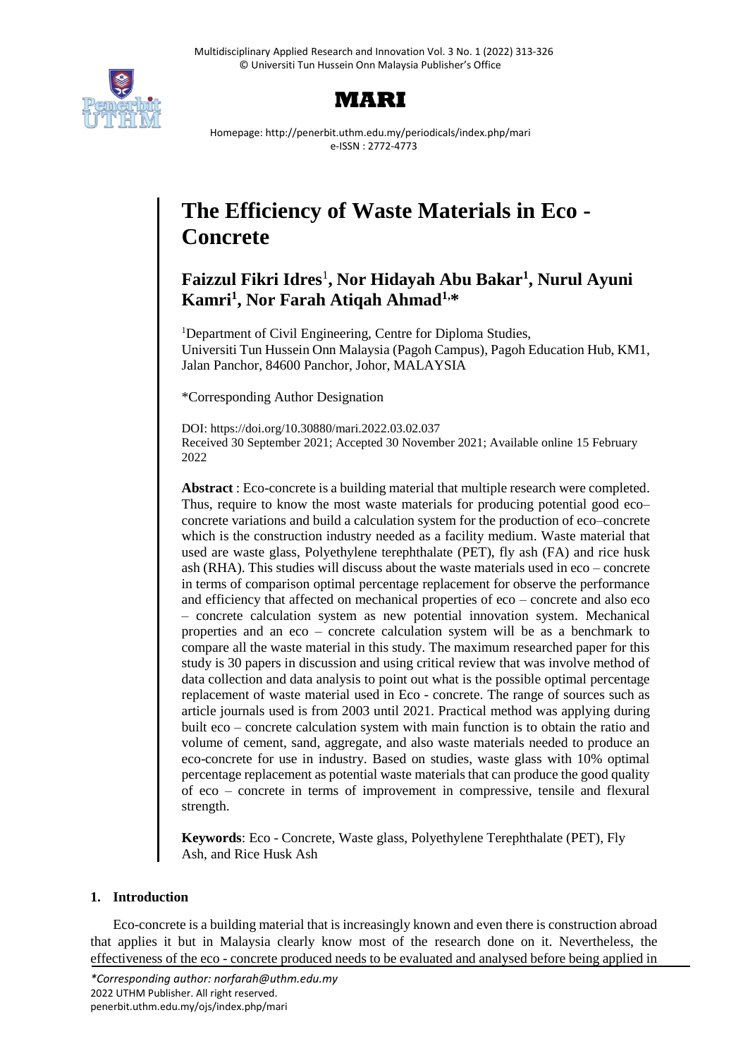# The Efficiency of Waste Materials in Eco - Concrete

**Faizzul Fikri Idres**[1]**, Nor Hidayah Abu Bakar**[1]**, Nurul Ayuni Kamri**[1]**, Nor Farah Atiqah Ahmad**[1,*]

[1]Department of Civil Engineering, Centre for Diploma Studies, Universiti Tun Hussein Onn Malaysia (Pagoh Campus), Pagoh Education Hub, KM1, Jalan Panchor, 84600 Panchor, Johor, MALAYSIA

*Corresponding Author Designation

DOI: https://doi.org/10.30880/mari.2022.03.02.037
Received 30 September 2021; Accepted 30 November 2021; Available online 15 February 2022

**Abstract** : Eco-concrete is a building material that multiple research were completed. Thus, require to know the most waste materials for producing potential good eco–concrete variations and build a calculation system for the production of eco–concrete which is the construction industry needed as a facility medium. Waste material that used are waste glass, Polyethylene terephthalate (PET), fly ash (FA) and rice husk ash (RHA). This studies will discuss about the waste materials used in eco – concrete in terms of comparison optimal percentage replacement for observe the performance and efficiency that affected on mechanical properties of eco – concrete and also eco – concrete calculation system as new potential innovation system. Mechanical properties and an eco – concrete calculation system will be as a benchmark to compare all the waste material in this study. The maximum researched paper for this study is 30 papers in discussion and using critical review that was involve method of data collection and data analysis to point out what is the possible optimal percentage replacement of waste material used in Eco - concrete. The range of sources such as article journals used is from 2003 until 2021. Practical method was applying during built eco – concrete calculation system with main function is to obtain the ratio and volume of cement, sand, aggregate, and also waste materials needed to produce an eco-concrete for use in industry. Based on studies, waste glass with 10% optimal percentage replacement as potential waste materials that can produce the good quality of eco – concrete in terms of improvement in compressive, tensile and flexural strength.

**Keywords**: Eco - Concrete, Waste glass, Polyethylene Terephthalate (PET), Fly Ash, and Rice Husk Ash

## 1. Introduction

Eco-concrete is a building material that is increasingly known and even there is construction abroad that applies it but in Malaysia clearly know most of the research done on it. Nevertheless, the effectiveness of the eco - concrete produced needs to be evaluated and analysed before being applied in

*\*Corresponding author: norfarah@uthm.edu.my*
2022 UTHM Publisher. All right reserved.
penerbit.uthm.edu.my/ojs/index.php/mari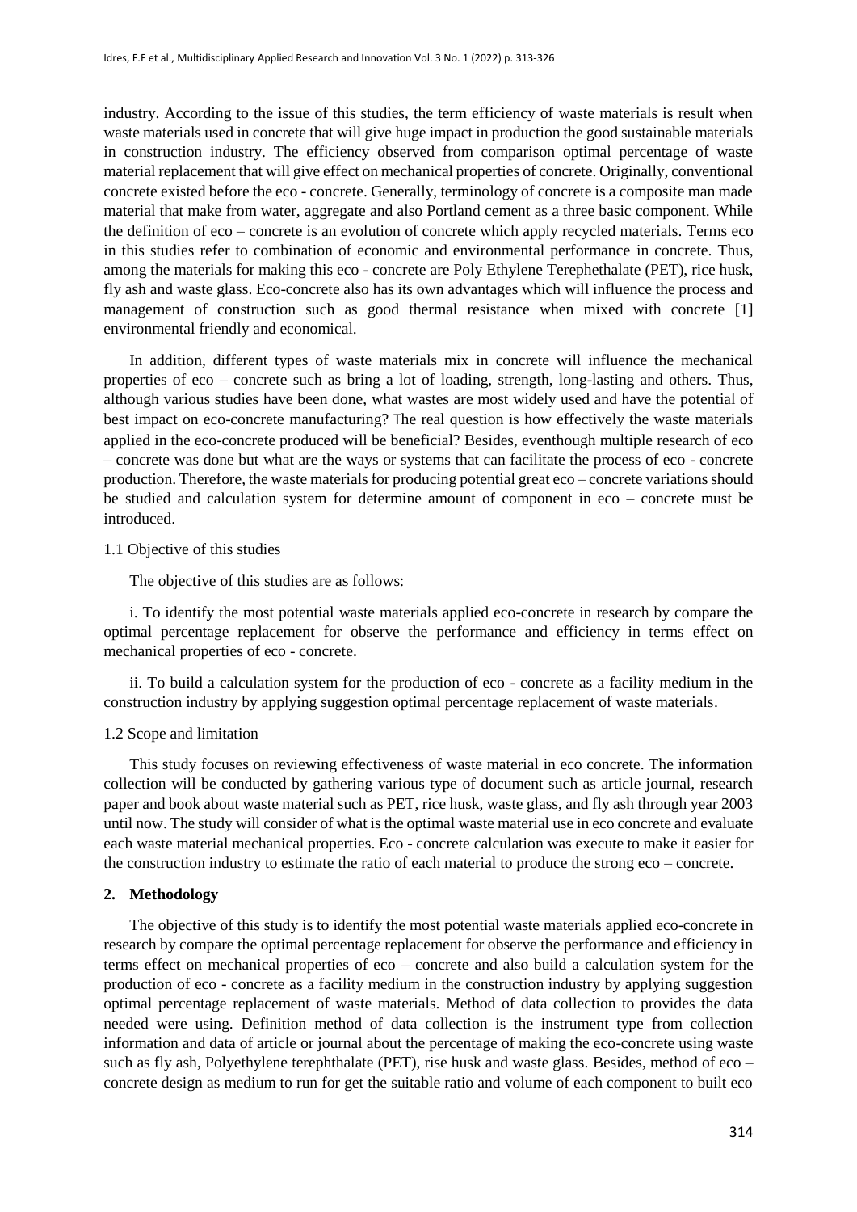industry. According to the issue of this studies, the term efficiency of waste materials is result when waste materials used in concrete that will give huge impact in production the good sustainable materials in construction industry. The efficiency observed from comparison optimal percentage of waste material replacement that will give effect on mechanical properties of concrete. Originally, conventional concrete existed before the eco - concrete. Generally, terminology of concrete is a composite man made material that make from water, aggregate and also Portland cement as a three basic component. While the definition of eco – concrete is an evolution of concrete which apply recycled materials. Terms eco in this studies refer to combination of economic and environmental performance in concrete. Thus, among the materials for making this eco - concrete are Poly Ethylene Terephethalate (PET), rice husk, fly ash and waste glass. Eco-concrete also has its own advantages which will influence the process and management of construction such as good thermal resistance when mixed with concrete [1] environmental friendly and economical.

In addition, different types of waste materials mix in concrete will influence the mechanical properties of eco – concrete such as bring a lot of loading, strength, long-lasting and others. Thus, although various studies have been done, what wastes are most widely used and have the potential of best impact on eco-concrete manufacturing? The real question is how effectively the waste materials applied in the eco-concrete produced will be beneficial? Besides, eventhough multiple research of eco – concrete was done but what are the ways or systems that can facilitate the process of eco - concrete production. Therefore, the waste materials for producing potential great eco – concrete variations should be studied and calculation system for determine amount of component in eco – concrete must be introduced.

### 1.1 Objective of this studies

The objective of this studies are as follows:

i. To identify the most potential waste materials applied eco-concrete in research by compare the optimal percentage replacement for observe the performance and efficiency in terms effect on mechanical properties of eco - concrete.

ii. To build a calculation system for the production of eco - concrete as a facility medium in the construction industry by applying suggestion optimal percentage replacement of waste materials.

### 1.2 Scope and limitation

This study focuses on reviewing effectiveness of waste material in eco concrete. The information collection will be conducted by gathering various type of document such as article journal, research paper and book about waste material such as PET, rice husk, waste glass, and fly ash through year 2003 until now. The study will consider of what is the optimal waste material use in eco concrete and evaluate each waste material mechanical properties. Eco - concrete calculation was execute to make it easier for the construction industry to estimate the ratio of each material to produce the strong eco – concrete.

## 2. Methodology

The objective of this study is to identify the most potential waste materials applied eco-concrete in research by compare the optimal percentage replacement for observe the performance and efficiency in terms effect on mechanical properties of eco – concrete and also build a calculation system for the production of eco - concrete as a facility medium in the construction industry by applying suggestion optimal percentage replacement of waste materials. Method of data collection to provides the data needed were using. Definition method of data collection is the instrument type from collection information and data of article or journal about the percentage of making the eco-concrete using waste such as fly ash, Polyethylene terephthalate (PET), rise husk and waste glass. Besides, method of eco – concrete design as medium to run for get the suitable ratio and volume of each component to built eco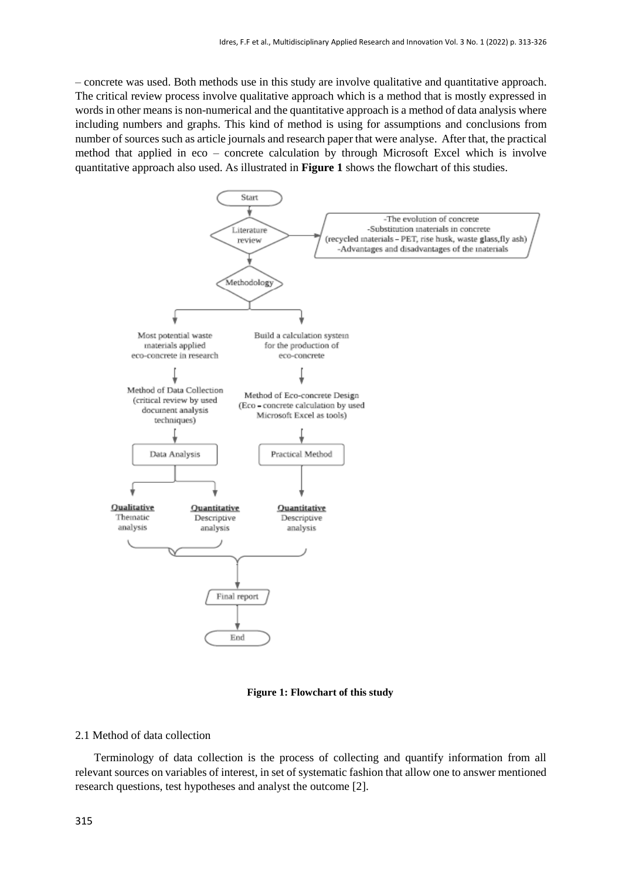– concrete was used. Both methods use in this study are involve qualitative and quantitative approach. The critical review process involve qualitative approach which is a method that is mostly expressed in words in other means is non-numerical and the quantitative approach is a method of data analysis where including numbers and graphs. This kind of method is using for assumptions and conclusions from number of sources such as article journals and research paper that were analyse. After that, the practical method that applied in eco – concrete calculation by through Microsoft Excel which is involve quantitative approach also used. As illustrated in **Figure 1** shows the flowchart of this studies.

**Figure 1: Flowchart of this study**

2.1 Method of data collection

Terminology of data collection is the process of collecting and quantify information from all relevant sources on variables of interest, in set of systematic fashion that allow one to answer mentioned research questions, test hypotheses and analyst the outcome [2].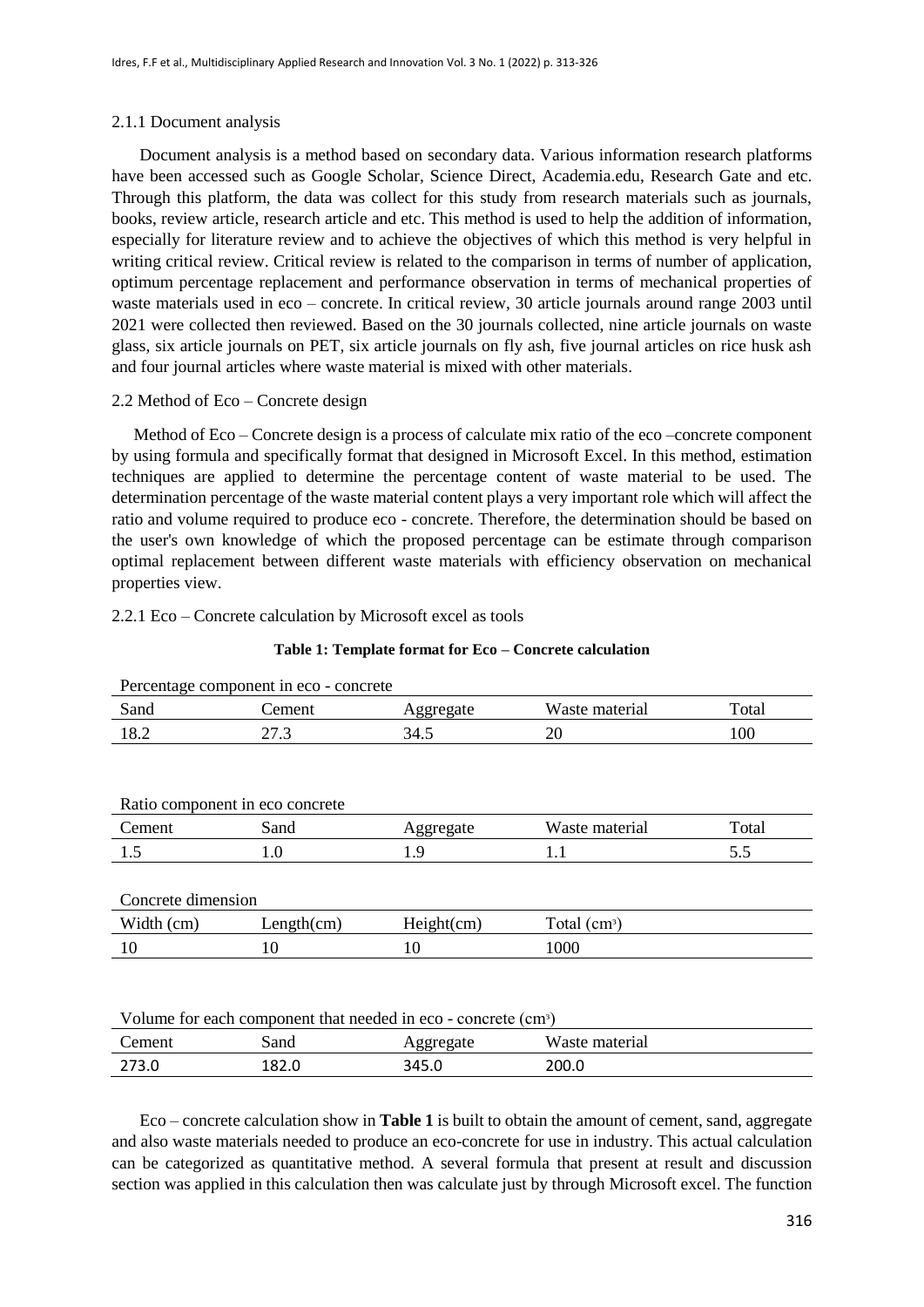### 2.1.1 Document analysis

Document analysis is a method based on secondary data. Various information research platforms have been accessed such as Google Scholar, Science Direct, Academia.edu, Research Gate and etc. Through this platform, the data was collect for this study from research materials such as journals, books, review article, research article and etc. This method is used to help the addition of information, especially for literature review and to achieve the objectives of which this method is very helpful in writing critical review. Critical review is related to the comparison in terms of number of application, optimum percentage replacement and performance observation in terms of mechanical properties of waste materials used in eco – concrete. In critical review, 30 article journals around range 2003 until 2021 were collected then reviewed. Based on the 30 journals collected, nine article journals on waste glass, six article journals on PET, six article journals on fly ash, five journal articles on rice husk ash and four journal articles where waste material is mixed with other materials.

## 2.2 Method of Eco – Concrete design

Method of Eco – Concrete design is a process of calculate mix ratio of the eco –concrete component by using formula and specifically format that designed in Microsoft Excel. In this method, estimation techniques are applied to determine the percentage content of waste material to be used. The determination percentage of the waste material content plays a very important role which will affect the ratio and volume required to produce eco - concrete. Therefore, the determination should be based on the user's own knowledge of which the proposed percentage can be estimate through comparison optimal replacement between different waste materials with efficiency observation on mechanical properties view.

### 2.2.1 Eco – Concrete calculation by Microsoft excel as tools

**Table 1: Template format for Eco – Concrete calculation**

Percentage component in eco - concrete

| Sand | Cement | Aggregate | Waste material | Total |
|---|---|---|---|---|
| 18.2 | 27.3 | 34.5 | 20 | 100 |

Ratio component in eco concrete

| Cement | Sand | Aggregate | Waste material | Total |
|---|---|---|---|---|
| 1.5 | 1.0 | 1.9 | 1.1 | 5.5 |

Concrete dimension

| Width (cm) | Length(cm) | Height(cm) | Total ($cm^3$) |
|---|---|---|---|
| 10 | 10 | 10 | 1000 |

Volume for each component that needed in eco - concrete ($cm^3$)

| Cement | Sand | Aggregate | Waste material |
|---|---|---|---|
| 273.0 | 182.0 | 345.0 | 200.0 |

Eco – concrete calculation show in **Table 1** is built to obtain the amount of cement, sand, aggregate and also waste materials needed to produce an eco-concrete for use in industry. This actual calculation can be categorized as quantitative method. A several formula that present at result and discussion section was applied in this calculation then was calculate just by through Microsoft excel. The function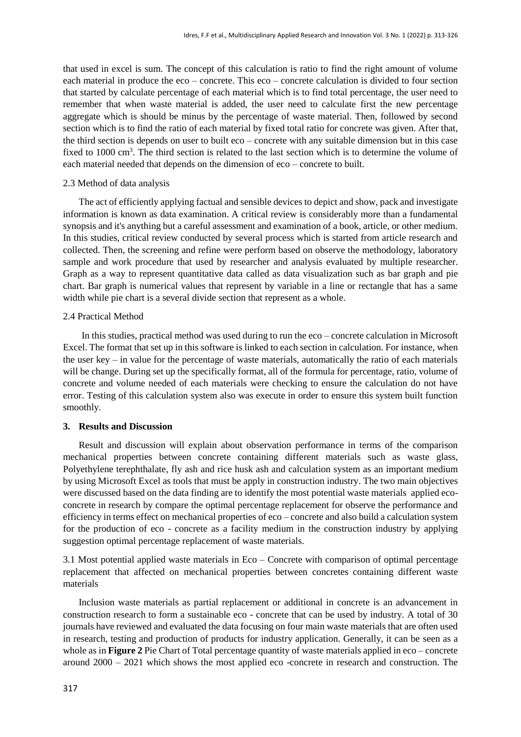that used in excel is sum. The concept of this calculation is ratio to find the right amount of volume each material in produce the eco – concrete. This eco – concrete calculation is divided to four section that started by calculate percentage of each material which is to find total percentage, the user need to remember that when waste material is added, the user need to calculate first the new percentage aggregate which is should be minus by the percentage of waste material. Then, followed by second section which is to find the ratio of each material by fixed total ratio for concrete was given. After that, the third section is depends on user to built eco – concrete with any suitable dimension but in this case fixed to 1000 $cm^3$. The third section is related to the last section which is to determine the volume of each material needed that depends on the dimension of eco – concrete to built.

### 2.3 Method of data analysis

The act of efficiently applying factual and sensible devices to depict and show, pack and investigate information is known as data examination. A critical review is considerably more than a fundamental synopsis and it's anything but a careful assessment and examination of a book, article, or other medium. In this studies, critical review conducted by several process which is started from article research and collected. Then, the screening and refine were perform based on observe the methodology, laboratory sample and work procedure that used by researcher and analysis evaluated by multiple researcher. Graph as a way to represent quantitative data called as data visualization such as bar graph and pie chart. Bar graph is numerical values that represent by variable in a line or rectangle that has a same width while pie chart is a several divide section that represent as a whole.

### 2.4 Practical Method

In this studies, practical method was used during to run the eco – concrete calculation in Microsoft Excel. The format that set up in this software is linked to each section in calculation. For instance, when the user key – in value for the percentage of waste materials, automatically the ratio of each materials will be change. During set up the specifically format, all of the formula for percentage, ratio, volume of concrete and volume needed of each materials were checking to ensure the calculation do not have error. Testing of this calculation system also was execute in order to ensure this system built function smoothly.

## 3. Results and Discussion

Result and discussion will explain about observation performance in terms of the comparison mechanical properties between concrete containing different materials such as waste glass, Polyethylene terephthalate, fly ash and rice husk ash and calculation system as an important medium by using Microsoft Excel as tools that must be apply in construction industry. The two main objectives were discussed based on the data finding are to identify the most potential waste materials applied eco-concrete in research by compare the optimal percentage replacement for observe the performance and efficiency in terms effect on mechanical properties of eco – concrete and also build a calculation system for the production of eco - concrete as a facility medium in the construction industry by applying suggestion optimal percentage replacement of waste materials.

### 3.1 Most potential applied waste materials in Eco – Concrete with comparison of optimal percentage replacement that affected on mechanical properties between concretes containing different waste materials

Inclusion waste materials as partial replacement or additional in concrete is an advancement in construction research to form a sustainable eco - concrete that can be used by industry. A total of 30 journals have reviewed and evaluated the data focusing on four main waste materials that are often used in research, testing and production of products for industry application. Generally, it can be seen as a whole as in **Figure 2** Pie Chart of Total percentage quantity of waste materials applied in eco – concrete around 2000 – 2021 which shows the most applied eco -concrete in research and construction. The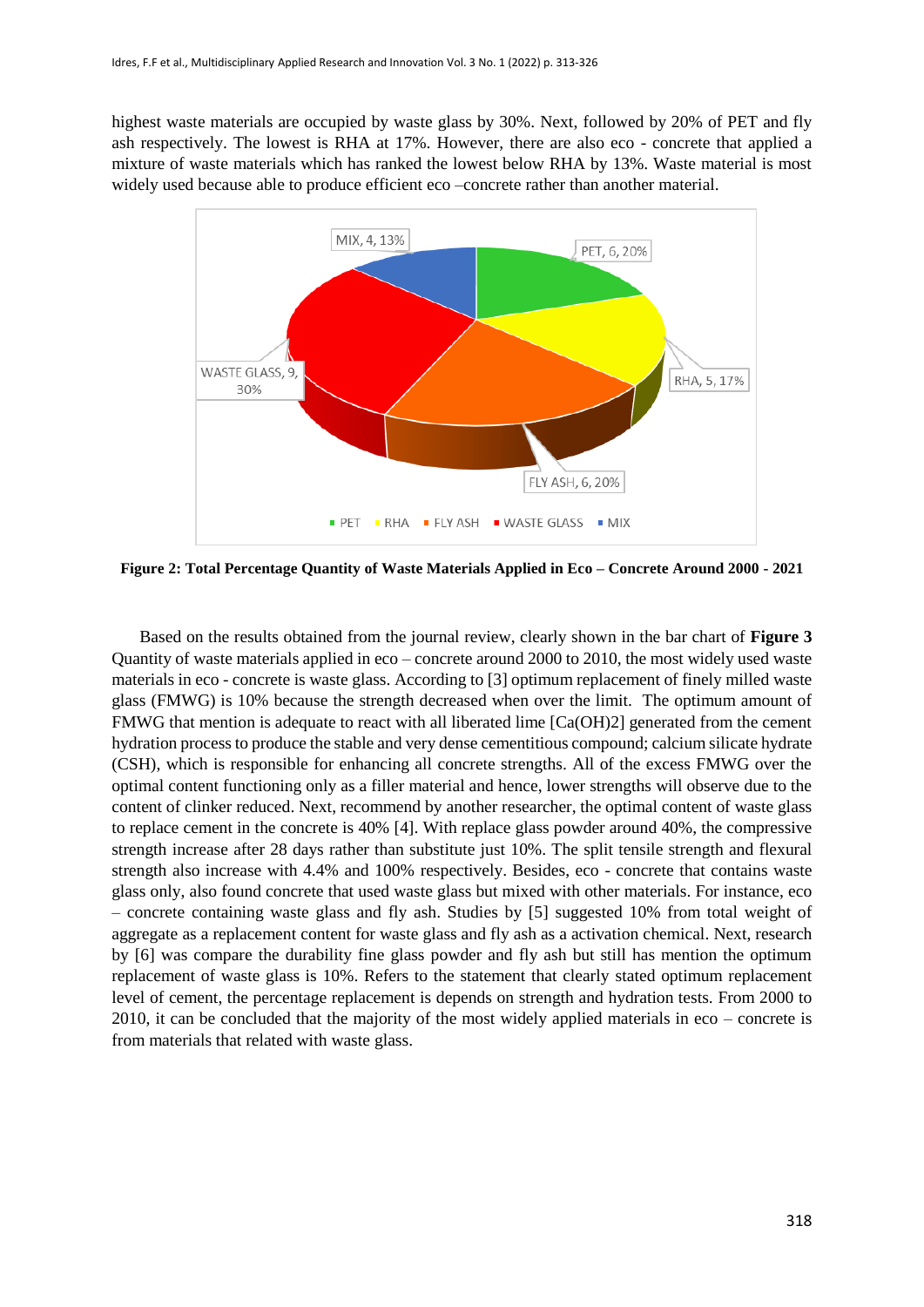highest waste materials are occupied by waste glass by 30%. Next, followed by 20% of PET and fly ash respectively. The lowest is RHA at 17%. However, there are also eco - concrete that applied a mixture of waste materials which has ranked the lowest below RHA by 13%. Waste material is most widely used because able to produce efficient eco –concrete rather than another material.

**Figure 2: Total Percentage Quantity of Waste Materials Applied in Eco – Concrete Around 2000 - 2021**

Based on the results obtained from the journal review, clearly shown in the bar chart of **Figure 3** Quantity of waste materials applied in eco – concrete around 2000 to 2010, the most widely used waste materials in eco - concrete is waste glass. According to [3] optimum replacement of finely milled waste glass (FMWG) is 10% because the strength decreased when over the limit. The optimum amount of FMWG that mention is adequate to react with all liberated lime [$Ca(OH)_2$] generated from the cement hydration process to produce the stable and very dense cementitious compound; calcium silicate hydrate (CSH), which is responsible for enhancing all concrete strengths. All of the excess FMWG over the optimal content functioning only as a filler material and hence, lower strengths will observe due to the content of clinker reduced. Next, recommend by another researcher, the optimal content of waste glass to replace cement in the concrete is 40% [4]. With replace glass powder around 40%, the compressive strength increase after 28 days rather than substitute just 10%. The split tensile strength and flexural strength also increase with 4.4% and 100% respectively. Besides, eco - concrete that contains waste glass only, also found concrete that used waste glass but mixed with other materials. For instance, eco – concrete containing waste glass and fly ash. Studies by [5] suggested 10% from total weight of aggregate as a replacement content for waste glass and fly ash as a activation chemical. Next, research by [6] was compare the durability fine glass powder and fly ash but still has mention the optimum replacement of waste glass is 10%. Refers to the statement that clearly stated optimum replacement level of cement, the percentage replacement is depends on strength and hydration tests. From 2000 to 2010, it can be concluded that the majority of the most widely applied materials in eco – concrete is from materials that related with waste glass.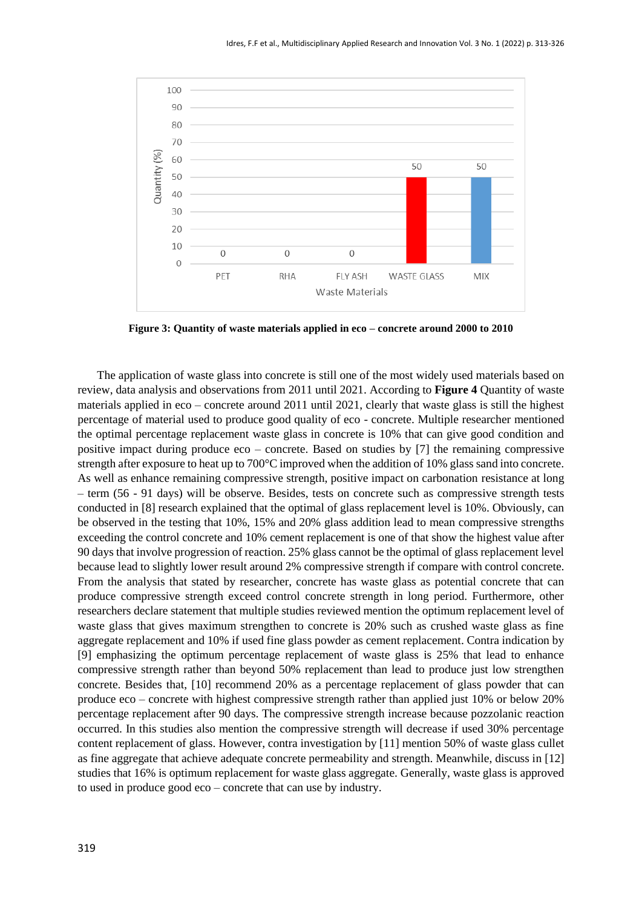**Figure 3: Quantity of waste materials applied in eco – concrete around 2000 to 2010**

The application of waste glass into concrete is still one of the most widely used materials based on review, data analysis and observations from 2011 until 2021. According to **Figure 4** Quantity of waste materials applied in eco – concrete around 2011 until 2021, clearly that waste glass is still the highest percentage of material used to produce good quality of eco - concrete. Multiple researcher mentioned the optimal percentage replacement waste glass in concrete is 10% that can give good condition and positive impact during produce eco – concrete. Based on studies by [7] the remaining compressive strength after exposure to heat up to 700°C improved when the addition of 10% glass sand into concrete. As well as enhance remaining compressive strength, positive impact on carbonation resistance at long – term (56 - 91 days) will be observe. Besides, tests on concrete such as compressive strength tests conducted in [8] research explained that the optimal of glass replacement level is 10%. Obviously, can be observed in the testing that 10%, 15% and 20% glass addition lead to mean compressive strengths exceeding the control concrete and 10% cement replacement is one of that show the highest value after 90 days that involve progression of reaction. 25% glass cannot be the optimal of glass replacement level because lead to slightly lower result around 2% compressive strength if compare with control concrete. From the analysis that stated by researcher, concrete has waste glass as potential concrete that can produce compressive strength exceed control concrete strength in long period. Furthermore, other researchers declare statement that multiple studies reviewed mention the optimum replacement level of waste glass that gives maximum strengthen to concrete is 20% such as crushed waste glass as fine aggregate replacement and 10% if used fine glass powder as cement replacement. Contra indication by [9] emphasizing the optimum percentage replacement of waste glass is 25% that lead to enhance compressive strength rather than beyond 50% replacement than lead to produce just low strengthen concrete. Besides that, [10] recommend 20% as a percentage replacement of glass powder that can produce eco – concrete with highest compressive strength rather than applied just 10% or below 20% percentage replacement after 90 days. The compressive strength increase because pozzolanic reaction occurred. In this studies also mention the compressive strength will decrease if used 30% percentage content replacement of glass. However, contra investigation by [11] mention 50% of waste glass cullet as fine aggregate that achieve adequate concrete permeability and strength. Meanwhile, discuss in [12] studies that 16% is optimum replacement for waste glass aggregate. Generally, waste glass is approved to used in produce good eco – concrete that can use by industry.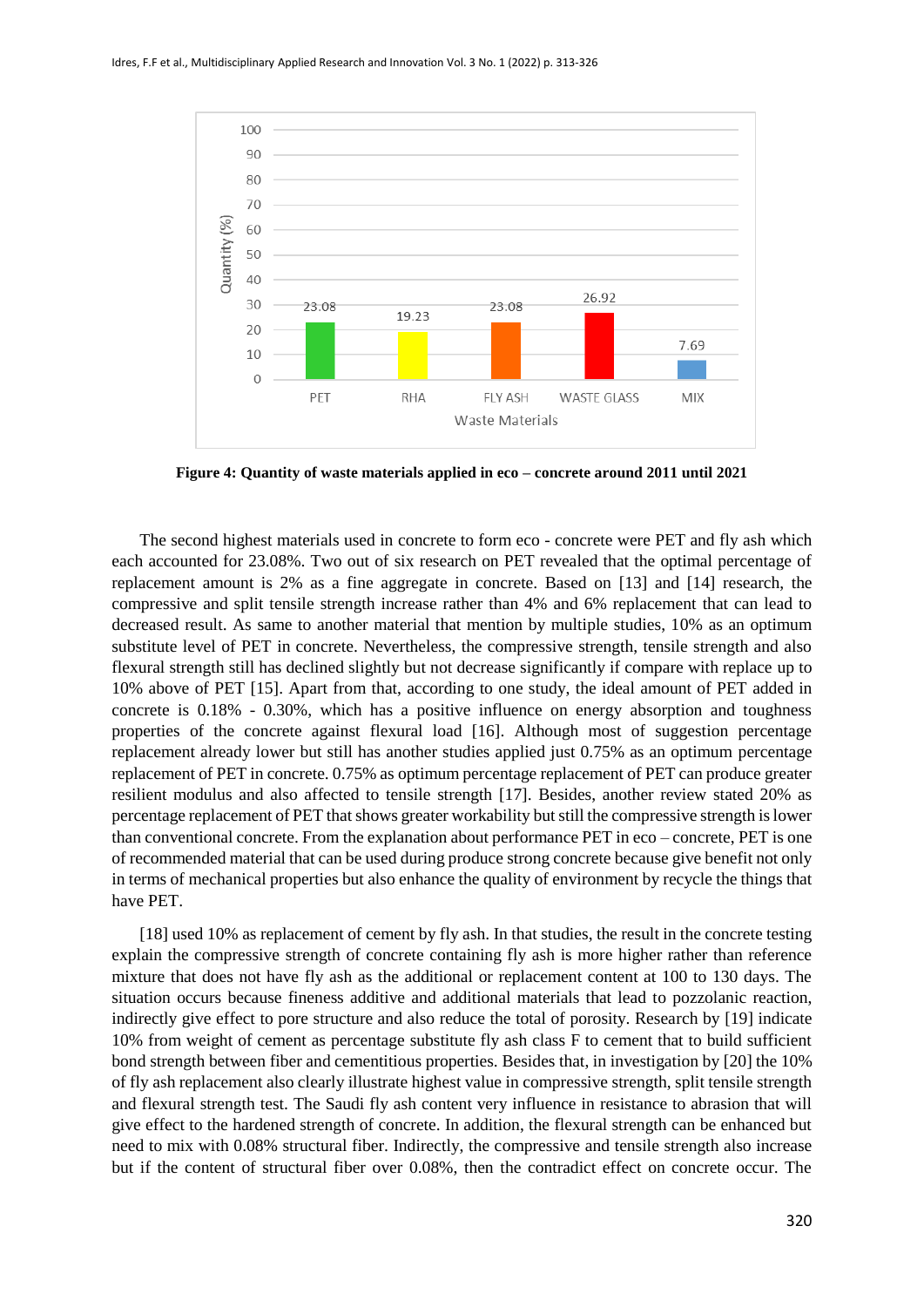**Figure 4: Quantity of waste materials applied in eco – concrete around 2011 until 2021**

The second highest materials used in concrete to form eco - concrete were PET and fly ash which each accounted for 23.08%. Two out of six research on PET revealed that the optimal percentage of replacement amount is 2% as a fine aggregate in concrete. Based on [13] and [14] research, the compressive and split tensile strength increase rather than 4% and 6% replacement that can lead to decreased result. As same to another material that mention by multiple studies, 10% as an optimum substitute level of PET in concrete. Nevertheless, the compressive strength, tensile strength and also flexural strength still has declined slightly but not decrease significantly if compare with replace up to 10% above of PET [15]. Apart from that, according to one study, the ideal amount of PET added in concrete is 0.18% - 0.30%, which has a positive influence on energy absorption and toughness properties of the concrete against flexural load [16]. Although most of suggestion percentage replacement already lower but still has another studies applied just 0.75% as an optimum percentage replacement of PET in concrete. 0.75% as optimum percentage replacement of PET can produce greater resilient modulus and also affected to tensile strength [17]. Besides, another review stated 20% as percentage replacement of PET that shows greater workability but still the compressive strength is lower than conventional concrete. From the explanation about performance PET in eco – concrete, PET is one of recommended material that can be used during produce strong concrete because give benefit not only in terms of mechanical properties but also enhance the quality of environment by recycle the things that have PET.

[18] used 10% as replacement of cement by fly ash. In that studies, the result in the concrete testing explain the compressive strength of concrete containing fly ash is more higher rather than reference mixture that does not have fly ash as the additional or replacement content at 100 to 130 days. The situation occurs because fineness additive and additional materials that lead to pozzolanic reaction, indirectly give effect to pore structure and also reduce the total of porosity. Research by [19] indicate 10% from weight of cement as percentage substitute fly ash class F to cement that to build sufficient bond strength between fiber and cementitious properties. Besides that, in investigation by [20] the 10% of fly ash replacement also clearly illustrate highest value in compressive strength, split tensile strength and flexural strength test. The Saudi fly ash content very influence in resistance to abrasion that will give effect to the hardened strength of concrete. In addition, the flexural strength can be enhanced but need to mix with 0.08% structural fiber. Indirectly, the compressive and tensile strength also increase but if the content of structural fiber over 0.08%, then the contradict effect on concrete occur. The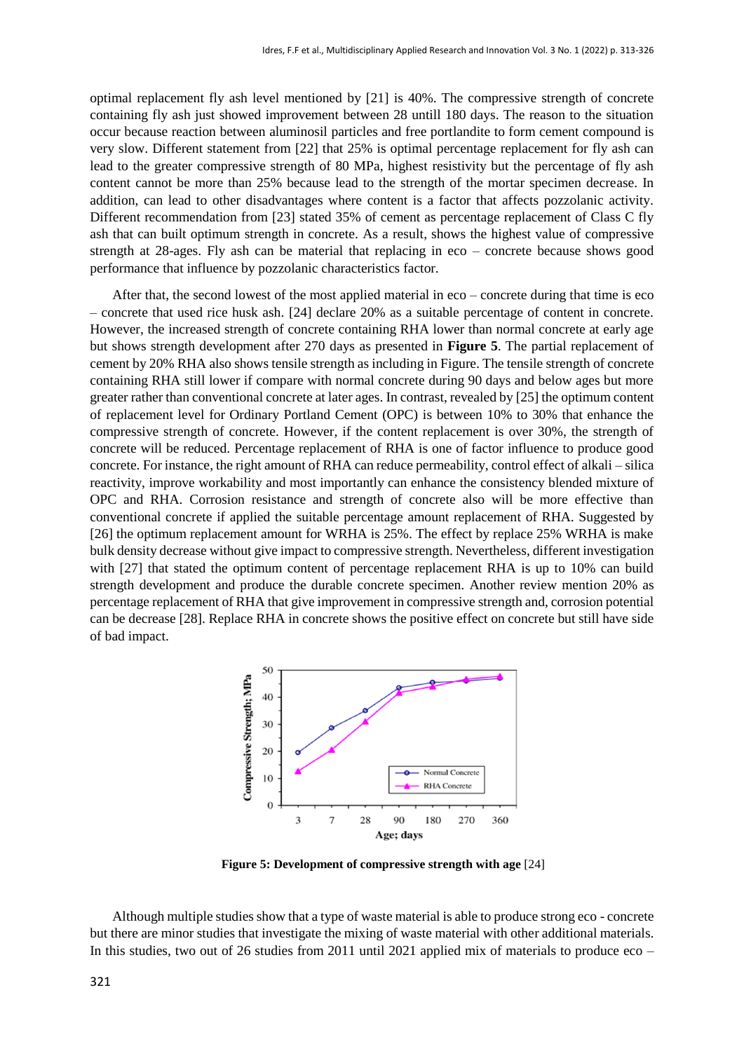optimal replacement fly ash level mentioned by [21] is 40%. The compressive strength of concrete containing fly ash just showed improvement between 28 untill 180 days. The reason to the situation occur because reaction between aluminosil particles and free portlandite to form cement compound is very slow. Different statement from [22] that 25% is optimal percentage replacement for fly ash can lead to the greater compressive strength of 80 MPa, highest resistivity but the percentage of fly ash content cannot be more than 25% because lead to the strength of the mortar specimen decrease. In addition, can lead to other disadvantages where content is a factor that affects pozzolanic activity. Different recommendation from [23] stated 35% of cement as percentage replacement of Class C fly ash that can built optimum strength in concrete. As a result, shows the highest value of compressive strength at 28-ages. Fly ash can be material that replacing in eco – concrete because shows good performance that influence by pozzolanic characteristics factor.

After that, the second lowest of the most applied material in eco – concrete during that time is eco – concrete that used rice husk ash. [24] declare 20% as a suitable percentage of content in concrete. However, the increased strength of concrete containing RHA lower than normal concrete at early age but shows strength development after 270 days as presented in **Figure 5**. The partial replacement of cement by 20% RHA also shows tensile strength as including in Figure. The tensile strength of concrete containing RHA still lower if compare with normal concrete during 90 days and below ages but more greater rather than conventional concrete at later ages. In contrast, revealed by [25] the optimum content of replacement level for Ordinary Portland Cement (OPC) is between 10% to 30% that enhance the compressive strength of concrete. However, if the content replacement is over 30%, the strength of concrete will be reduced. Percentage replacement of RHA is one of factor influence to produce good concrete. For instance, the right amount of RHA can reduce permeability, control effect of alkali – silica reactivity, improve workability and most importantly can enhance the consistency blended mixture of OPC and RHA. Corrosion resistance and strength of concrete also will be more effective than conventional concrete if applied the suitable percentage amount replacement of RHA. Suggested by [26] the optimum replacement amount for WRHA is 25%. The effect by replace 25% WRHA is make bulk density decrease without give impact to compressive strength. Nevertheless, different investigation with [27] that stated the optimum content of percentage replacement RHA is up to 10% can build strength development and produce the durable concrete specimen. Another review mention 20% as percentage replacement of RHA that give improvement in compressive strength and, corrosion potential can be decrease [28]. Replace RHA in concrete shows the positive effect on concrete but still have side of bad impact.

**Figure 5: Development of compressive strength with age** [24]

Although multiple studies show that a type of waste material is able to produce strong eco - concrete but there are minor studies that investigate the mixing of waste material with other additional materials. In this studies, two out of 26 studies from 2011 until 2021 applied mix of materials to produce eco –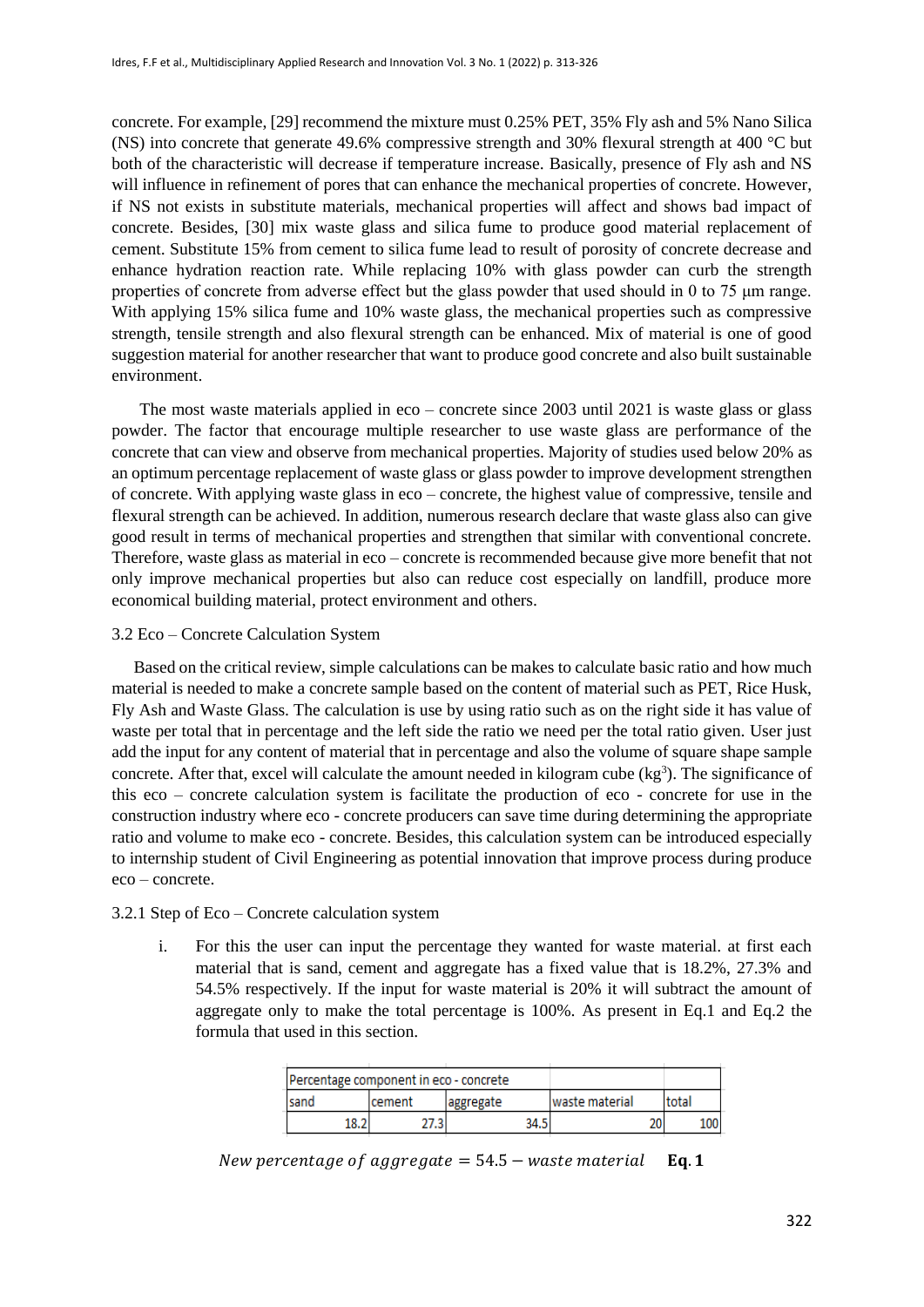concrete. For example, [29] recommend the mixture must 0.25% PET, 35% Fly ash and 5% Nano Silica (NS) into concrete that generate 49.6% compressive strength and 30% flexural strength at 400 °C but both of the characteristic will decrease if temperature increase. Basically, presence of Fly ash and NS will influence in refinement of pores that can enhance the mechanical properties of concrete. However, if NS not exists in substitute materials, mechanical properties will affect and shows bad impact of concrete. Besides, [30] mix waste glass and silica fume to produce good material replacement of cement. Substitute 15% from cement to silica fume lead to result of porosity of concrete decrease and enhance hydration reaction rate. While replacing 10% with glass powder can curb the strength properties of concrete from adverse effect but the glass powder that used should in 0 to 75 µm range. With applying 15% silica fume and 10% waste glass, the mechanical properties such as compressive strength, tensile strength and also flexural strength can be enhanced. Mix of material is one of good suggestion material for another researcher that want to produce good concrete and also built sustainable environment.

The most waste materials applied in eco – concrete since 2003 until 2021 is waste glass or glass powder. The factor that encourage multiple researcher to use waste glass are performance of the concrete that can view and observe from mechanical properties. Majority of studies used below 20% as an optimum percentage replacement of waste glass or glass powder to improve development strengthen of concrete. With applying waste glass in eco – concrete, the highest value of compressive, tensile and flexural strength can be achieved. In addition, numerous research declare that waste glass also can give good result in terms of mechanical properties and strengthen that similar with conventional concrete. Therefore, waste glass as material in eco – concrete is recommended because give more benefit that not only improve mechanical properties but also can reduce cost especially on landfill, produce more economical building material, protect environment and others.

### 3.2 Eco – Concrete Calculation System

Based on the critical review, simple calculations can be makes to calculate basic ratio and how much material is needed to make a concrete sample based on the content of material such as PET, Rice Husk, Fly Ash and Waste Glass. The calculation is use by using ratio such as on the right side it has value of waste per total that in percentage and the left side the ratio we need per the total ratio given. User just add the input for any content of material that in percentage and also the volume of square shape sample concrete. After that, excel will calculate the amount needed in kilogram cube ($kg^3$). The significance of this eco – concrete calculation system is facilitate the production of eco - concrete for use in the construction industry where eco - concrete producers can save time during determining the appropriate ratio and volume to make eco - concrete. Besides, this calculation system can be introduced especially to internship student of Civil Engineering as potential innovation that improve process during produce eco – concrete.

#### 3.2.1 Step of Eco – Concrete calculation system

i. For this the user can input the percentage they wanted for waste material. at first each material that is sand, cement and aggregate has a fixed value that is 18.2%, 27.3% and 54.5% respectively. If the input for waste material is 20% it will subtract the amount of aggregate only to make the total percentage is 100%. As present in Eq.1 and Eq.2 the formula that used in this section.

| Percentage component in eco - concrete | | | | |
|---|---|---|---|---|
| sand | cement | aggregate | waste material | total |
| 18.2 | 27.3 | 34.5 | 20 | 100 |

$$New\ percentage\ of\ aggregate = 54.5 - waste\ material \quad \textbf{Eq. 1}$$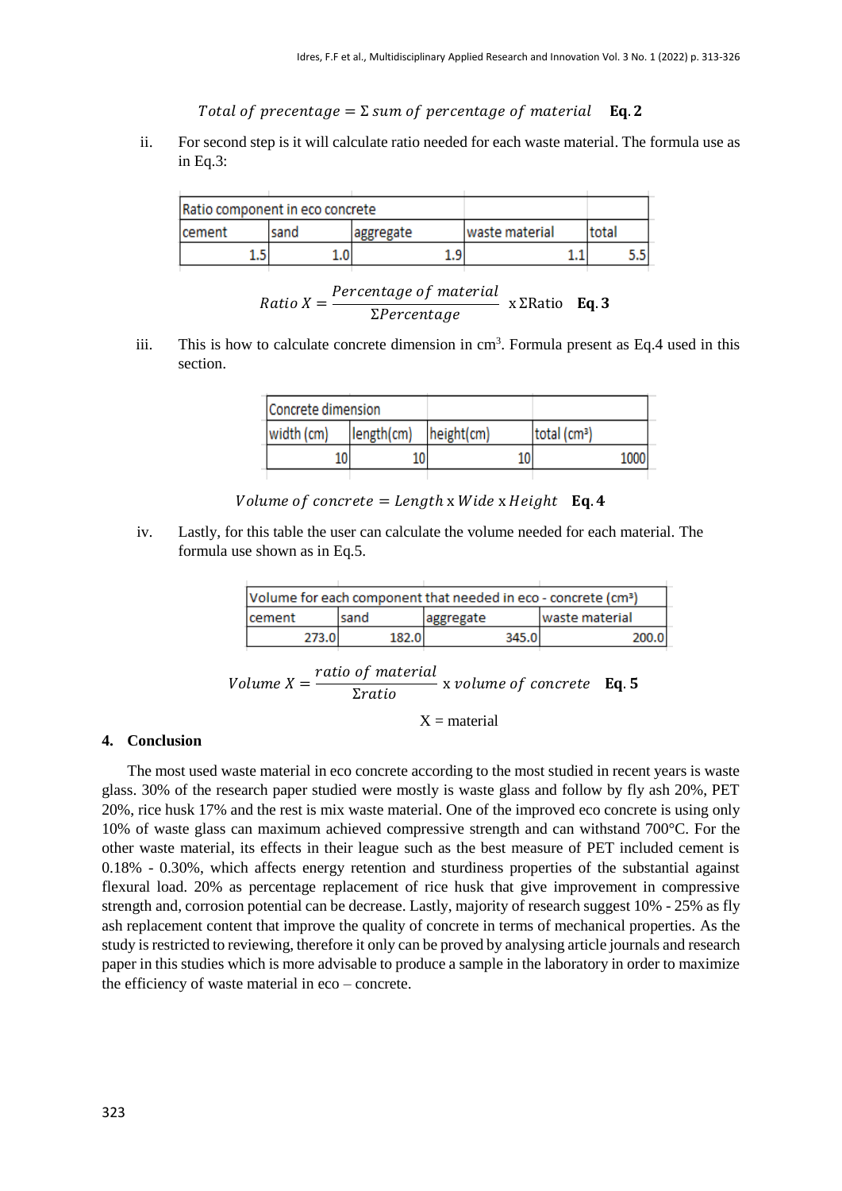$$Total\ of\ precentage = \Sigma\ sum\ of\ percentage\ of\ material \quad \textbf{Eq. 2}$$

ii. For second step is it will calculate ratio needed for each waste material. The formula use as in Eq.3:

| Ratio component in eco concrete | | | | |
|---|---|---|---|---|
| cement | sand | aggregate | waste material | total |
| 1.5 | 1.0 | 1.9 | 1.1 | 5.5 |

$$Ratio\ X = \frac{Percentage\ of\ material}{\Sigma Percentage}\ \text{x}\ \Sigma\text{Ratio} \quad \textbf{Eq. 3}$$

iii. This is how to calculate concrete dimension in cm$^3$. Formula present as Eq.4 used in this section.

| Concrete dimension | | | |
|---|---|---|---|
| width (cm) | length(cm) | height(cm) | total (cm³) |
| 10 | 10 | 10 | 1000 |

$$Volume\ of\ concrete = Length\ \text{x}\ Wide\ \text{x}\ Height \quad \textbf{Eq. 4}$$

iv. Lastly, for this table the user can calculate the volume needed for each material. The formula use shown as in Eq.5.

| Volume for each component that needed in eco - concrete (cm³) | | | |
|---|---|---|---|
| cement | sand | aggregate | waste material |
| 273.0 | 182.0 | 345.0 | 200.0 |

$$Volume\ X = \frac{ratio\ of\ material}{\Sigma ratio}\ \text{x}\ volume\ of\ concrete \quad \textbf{Eq. 5}$$

X = material

## 4. Conclusion

The most used waste material in eco concrete according to the most studied in recent years is waste glass. 30% of the research paper studied were mostly is waste glass and follow by fly ash 20%, PET 20%, rice husk 17% and the rest is mix waste material. One of the improved eco concrete is using only 10% of waste glass can maximum achieved compressive strength and can withstand 700°C. For the other waste material, its effects in their league such as the best measure of PET included cement is 0.18% - 0.30%, which affects energy retention and sturdiness properties of the substantial against flexural load. 20% as percentage replacement of rice husk that give improvement in compressive strength and, corrosion potential can be decrease. Lastly, majority of research suggest 10% - 25% as fly ash replacement content that improve the quality of concrete in terms of mechanical properties. As the study is restricted to reviewing, therefore it only can be proved by analysing article journals and research paper in this studies which is more advisable to produce a sample in the laboratory in order to maximize the efficiency of waste material in eco – concrete.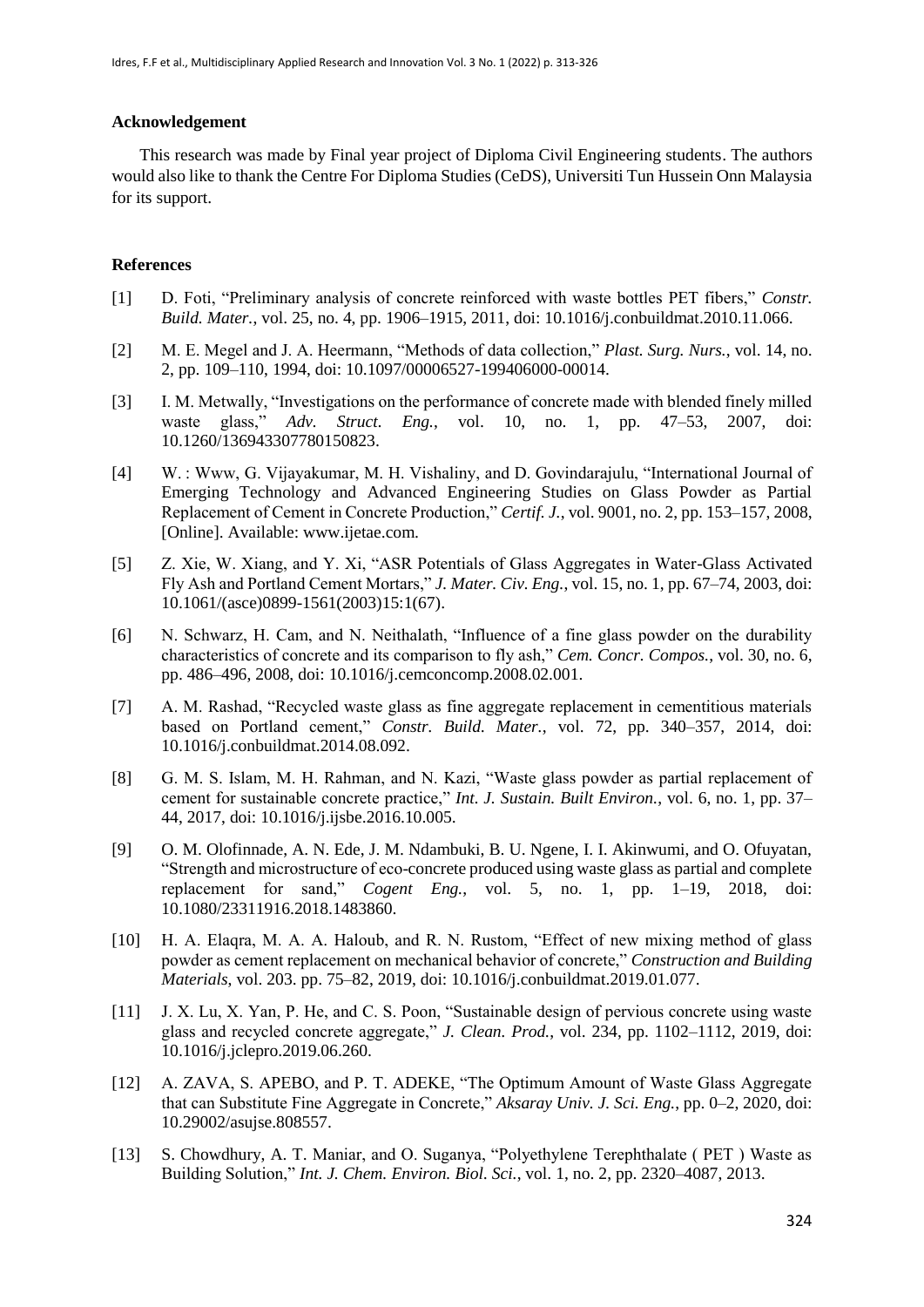## Acknowledgement

This research was made by Final year project of Diploma Civil Engineering students. The authors would also like to thank the Centre For Diploma Studies (CeDS), Universiti Tun Hussein Onn Malaysia for its support.

## References

[1] D. Foti, "Preliminary analysis of concrete reinforced with waste bottles PET fibers," *Constr. Build. Mater.*, vol. 25, no. 4, pp. 1906–1915, 2011, doi: 10.1016/j.conbuildmat.2010.11.066.

[2] M. E. Megel and J. A. Heermann, "Methods of data collection," *Plast. Surg. Nurs.*, vol. 14, no. 2, pp. 109–110, 1994, doi: 10.1097/00006527-199406000-00014.

[3] I. M. Metwally, "Investigations on the performance of concrete made with blended finely milled waste glass," *Adv. Struct. Eng.*, vol. 10, no. 1, pp. 47–53, 2007, doi: 10.1260/136943307780150823.

[4] W. : Www, G. Vijayakumar, M. H. Vishaliny, and D. Govindarajulu, "International Journal of Emerging Technology and Advanced Engineering Studies on Glass Powder as Partial Replacement of Cement in Concrete Production," *Certif. J.*, vol. 9001, no. 2, pp. 153–157, 2008, [Online]. Available: www.ijetae.com.

[5] Z. Xie, W. Xiang, and Y. Xi, "ASR Potentials of Glass Aggregates in Water-Glass Activated Fly Ash and Portland Cement Mortars," *J. Mater. Civ. Eng.*, vol. 15, no. 1, pp. 67–74, 2003, doi: 10.1061/(asce)0899-1561(2003)15:1(67).

[6] N. Schwarz, H. Cam, and N. Neithalath, "Influence of a fine glass powder on the durability characteristics of concrete and its comparison to fly ash," *Cem. Concr. Compos.*, vol. 30, no. 6, pp. 486–496, 2008, doi: 10.1016/j.cemconcomp.2008.02.001.

[7] A. M. Rashad, "Recycled waste glass as fine aggregate replacement in cementitious materials based on Portland cement," *Constr. Build. Mater.*, vol. 72, pp. 340–357, 2014, doi: 10.1016/j.conbuildmat.2014.08.092.

[8] G. M. S. Islam, M. H. Rahman, and N. Kazi, "Waste glass powder as partial replacement of cement for sustainable concrete practice," *Int. J. Sustain. Built Environ.*, vol. 6, no. 1, pp. 37–44, 2017, doi: 10.1016/j.ijsbe.2016.10.005.

[9] O. M. Olofinnade, A. N. Ede, J. M. Ndambuki, B. U. Ngene, I. I. Akinwumi, and O. Ofuyatan, "Strength and microstructure of eco-concrete produced using waste glass as partial and complete replacement for sand," *Cogent Eng.*, vol. 5, no. 1, pp. 1–19, 2018, doi: 10.1080/23311916.2018.1483860.

[10] H. A. Elaqra, M. A. A. Haloub, and R. N. Rustom, "Effect of new mixing method of glass powder as cement replacement on mechanical behavior of concrete," *Construction and Building Materials*, vol. 203. pp. 75–82, 2019, doi: 10.1016/j.conbuildmat.2019.01.077.

[11] J. X. Lu, X. Yan, P. He, and C. S. Poon, "Sustainable design of pervious concrete using waste glass and recycled concrete aggregate," *J. Clean. Prod.*, vol. 234, pp. 1102–1112, 2019, doi: 10.1016/j.jclepro.2019.06.260.

[12] A. ZAVA, S. APEBO, and P. T. ADEKE, "The Optimum Amount of Waste Glass Aggregate that can Substitute Fine Aggregate in Concrete," *Aksaray Univ. J. Sci. Eng.*, pp. 0–2, 2020, doi: 10.29002/asujse.808557.

[13] S. Chowdhury, A. T. Maniar, and O. Suganya, "Polyethylene Terephthalate ( PET ) Waste as Building Solution," *Int. J. Chem. Environ. Biol. Sci.*, vol. 1, no. 2, pp. 2320–4087, 2013.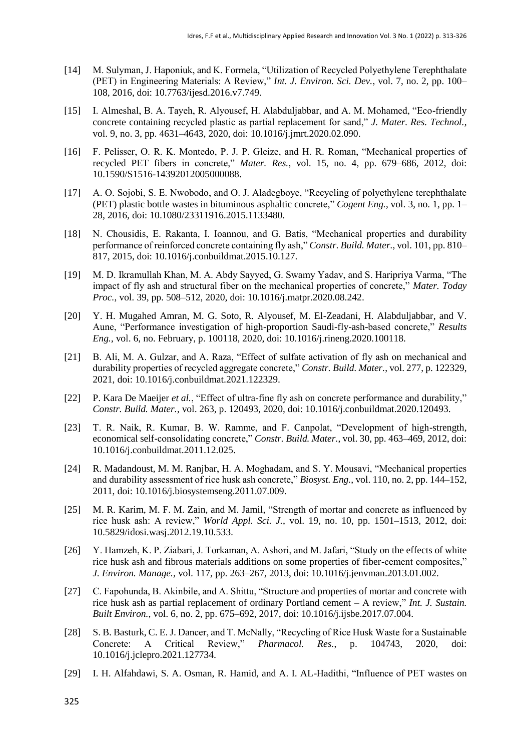[14] M. Sulyman, J. Haponiuk, and K. Formela, "Utilization of Recycled Polyethylene Terephthalate (PET) in Engineering Materials: A Review," *Int. J. Environ. Sci. Dev.*, vol. 7, no. 2, pp. 100–108, 2016, doi: 10.7763/ijesd.2016.v7.749.

[15] I. Almeshal, B. A. Tayeh, R. Alyousef, H. Alabduljabbar, and A. M. Mohamed, "Eco-friendly concrete containing recycled plastic as partial replacement for sand," *J. Mater. Res. Technol.*, vol. 9, no. 3, pp. 4631–4643, 2020, doi: 10.1016/j.jmrt.2020.02.090.

[16] F. Pelisser, O. R. K. Montedo, P. J. P. Gleize, and H. R. Roman, "Mechanical properties of recycled PET fibers in concrete," *Mater. Res.*, vol. 15, no. 4, pp. 679–686, 2012, doi: 10.1590/S1516-14392012005000088.

[17] A. O. Sojobi, S. E. Nwobodo, and O. J. Aladegboye, "Recycling of polyethylene terephthalate (PET) plastic bottle wastes in bituminous asphaltic concrete," *Cogent Eng.*, vol. 3, no. 1, pp. 1–28, 2016, doi: 10.1080/23311916.2015.1133480.

[18] N. Chousidis, E. Rakanta, I. Ioannou, and G. Batis, "Mechanical properties and durability performance of reinforced concrete containing fly ash," *Constr. Build. Mater.*, vol. 101, pp. 810–817, 2015, doi: 10.1016/j.conbuildmat.2015.10.127.

[19] M. D. Ikramullah Khan, M. A. Abdy Sayyed, G. Swamy Yadav, and S. Haripriya Varma, "The impact of fly ash and structural fiber on the mechanical properties of concrete," *Mater. Today Proc.*, vol. 39, pp. 508–512, 2020, doi: 10.1016/j.matpr.2020.08.242.

[20] Y. H. Mugahed Amran, M. G. Soto, R. Alyousef, M. El-Zeadani, H. Alabduljabbar, and V. Aune, "Performance investigation of high-proportion Saudi-fly-ash-based concrete," *Results Eng.*, vol. 6, no. February, p. 100118, 2020, doi: 10.1016/j.rineng.2020.100118.

[21] B. Ali, M. A. Gulzar, and A. Raza, "Effect of sulfate activation of fly ash on mechanical and durability properties of recycled aggregate concrete," *Constr. Build. Mater.*, vol. 277, p. 122329, 2021, doi: 10.1016/j.conbuildmat.2021.122329.

[22] P. Kara De Maeijer *et al.*, "Effect of ultra-fine fly ash on concrete performance and durability," *Constr. Build. Mater.*, vol. 263, p. 120493, 2020, doi: 10.1016/j.conbuildmat.2020.120493.

[23] T. R. Naik, R. Kumar, B. W. Ramme, and F. Canpolat, "Development of high-strength, economical self-consolidating concrete," *Constr. Build. Mater.*, vol. 30, pp. 463–469, 2012, doi: 10.1016/j.conbuildmat.2011.12.025.

[24] R. Madandoust, M. M. Ranjbar, H. A. Moghadam, and S. Y. Mousavi, "Mechanical properties and durability assessment of rice husk ash concrete," *Biosyst. Eng.*, vol. 110, no. 2, pp. 144–152, 2011, doi: 10.1016/j.biosystemseng.2011.07.009.

[25] M. R. Karim, M. F. M. Zain, and M. Jamil, "Strength of mortar and concrete as influenced by rice husk ash: A review," *World Appl. Sci. J.*, vol. 19, no. 10, pp. 1501–1513, 2012, doi: 10.5829/idosi.wasj.2012.19.10.533.

[26] Y. Hamzeh, K. P. Ziabari, J. Torkaman, A. Ashori, and M. Jafari, "Study on the effects of white rice husk ash and fibrous materials additions on some properties of fiber-cement composites," *J. Environ. Manage.*, vol. 117, pp. 263–267, 2013, doi: 10.1016/j.jenvman.2013.01.002.

[27] C. Fapohunda, B. Akinbile, and A. Shittu, "Structure and properties of mortar and concrete with rice husk ash as partial replacement of ordinary Portland cement – A review," *Int. J. Sustain. Built Environ.*, vol. 6, no. 2, pp. 675–692, 2017, doi: 10.1016/j.ijsbe.2017.07.004.

[28] S. B. Basturk, C. E. J. Dancer, and T. McNally, "Recycling of Rice Husk Waste for a Sustainable Concrete: A Critical Review," *Pharmacol. Res.*, p. 104743, 2020, doi: 10.1016/j.jclepro.2021.127734.

[29] I. H. Alfahdawi, S. A. Osman, R. Hamid, and A. I. AL-Hadithi, "Influence of PET wastes on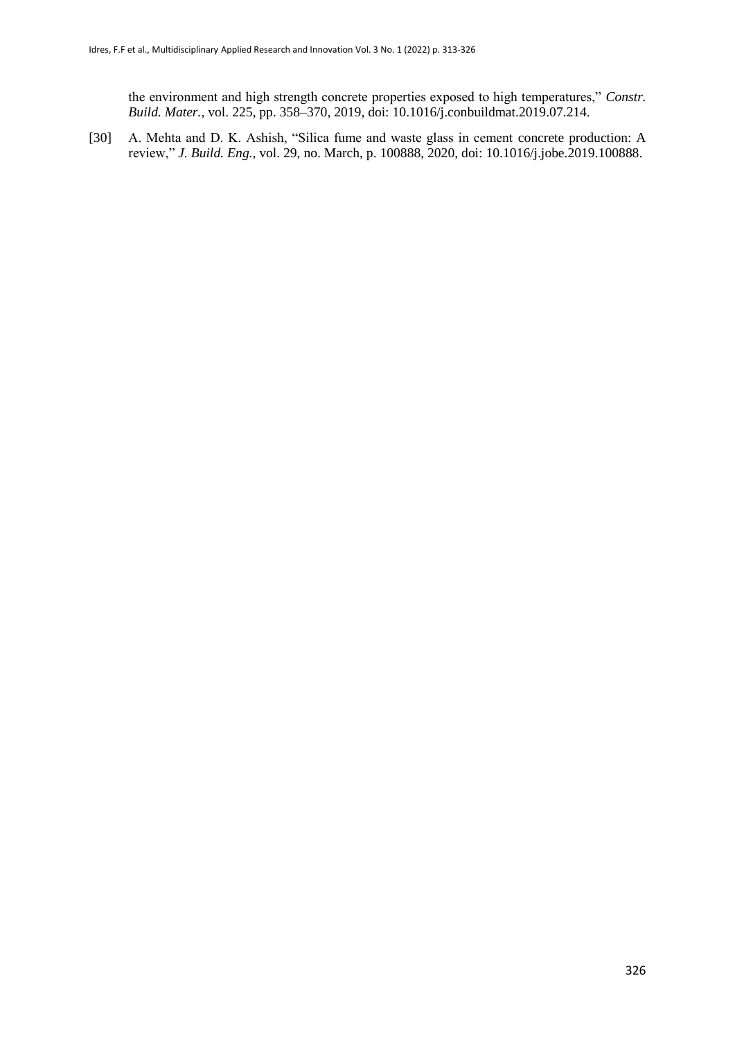the environment and high strength concrete properties exposed to high temperatures," *Constr. Build. Mater.*, vol. 225, pp. 358–370, 2019, doi: 10.1016/j.conbuildmat.2019.07.214.

[30] A. Mehta and D. K. Ashish, "Silica fume and waste glass in cement concrete production: A review," *J. Build. Eng.*, vol. 29, no. March, p. 100888, 2020, doi: 10.1016/j.jobe.2019.100888.